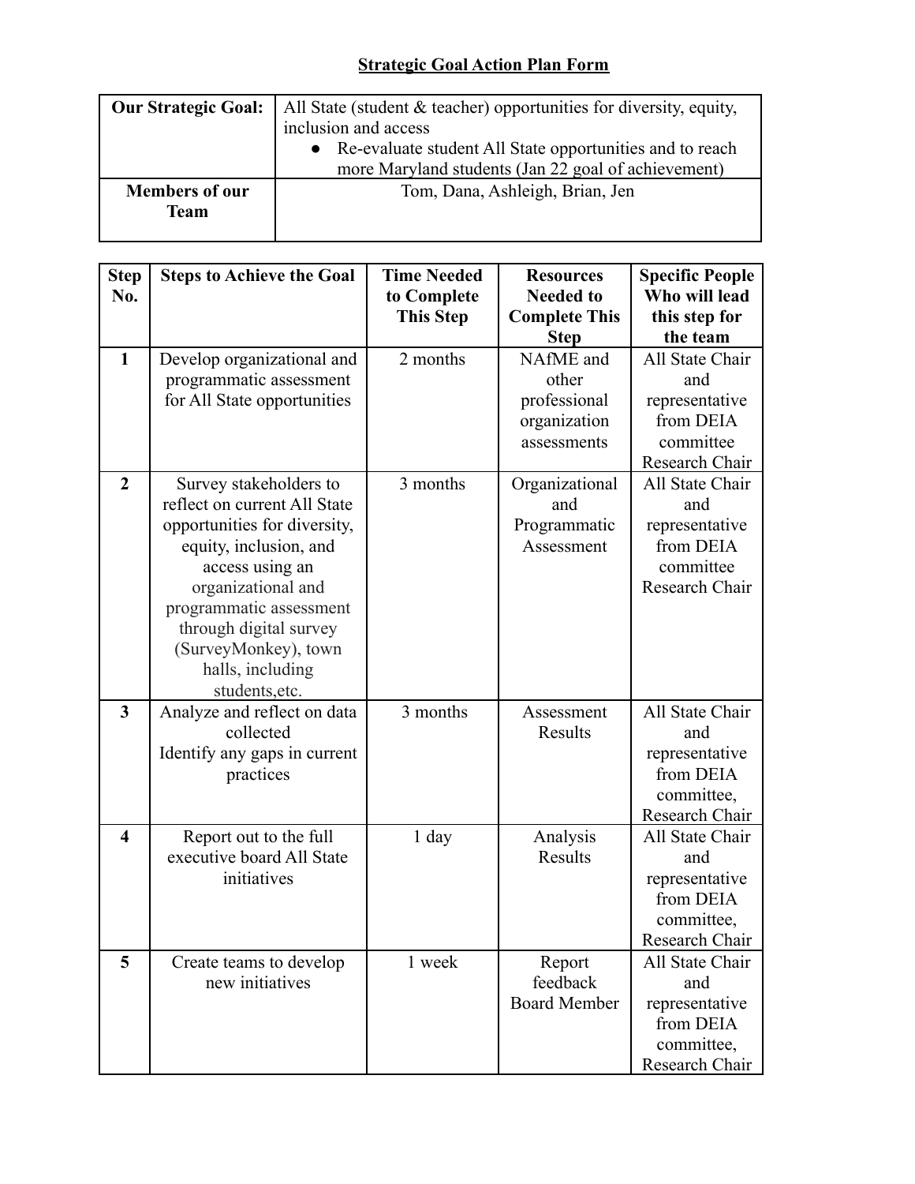# Strategic Goal Action Plan Form

| **Our Strategic Goal:** | All State (student & teacher) opportunities for diversity, equity, inclusion and access<br>• Re-evaluate student All State opportunities and to reach more Maryland students (Jan 22 goal of achievement) |
|---|---|
| **Members of our Team** | Tom, Dana, Ashleigh, Brian, Jen |

| Step No. | Steps to Achieve the Goal | Time Needed to Complete This Step | Resources Needed to Complete This Step | Specific People Who will lead this step for the team |
|---|---|---|---|---|
| **1** | Develop organizational and programmatic assessment for All State opportunities | 2 months | NAfME and other professional organization assessments | All State Chair and representative from DEIA committee Research Chair |
| **2** | Survey stakeholders to reflect on current All State opportunities for diversity, equity, inclusion, and access using an organizational and programmatic assessment through digital survey (SurveyMonkey), town halls, including students,etc. | 3 months | Organizational and Programmatic Assessment | All State Chair and representative from DEIA committee Research Chair |
| **3** | Analyze and reflect on data collected<br>Identify any gaps in current practices | 3 months | Assessment Results | All State Chair and representative from DEIA committee, Research Chair |
| **4** | Report out to the full executive board All State initiatives | 1 day | Analysis Results | All State Chair and representative from DEIA committee, Research Chair |
| **5** | Create teams to develop new initiatives | 1 week | Report feedback Board Member | All State Chair and representative from DEIA committe, Research Chair |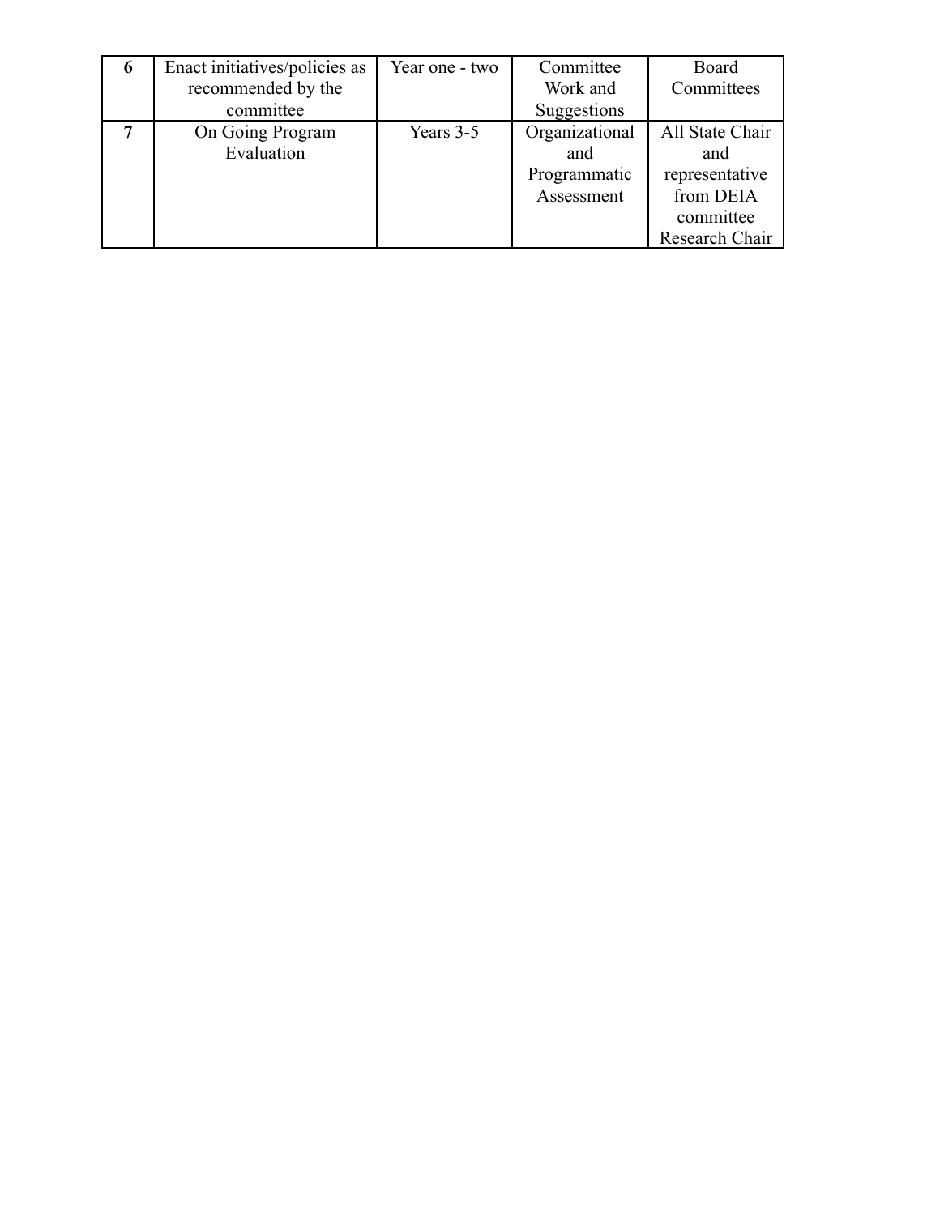| | | | | |
|---|---|---|---|---|
| **6** | Enact initiatives/policies as recommended by the committee | Year one - two | Committee Work and Suggestions | Board Committees |
| **7** | On Going Program Evaluation | Years 3-5 | Organizational and Programmatic Assessment | All State Chair and representative from DEIA committee Research Chair |